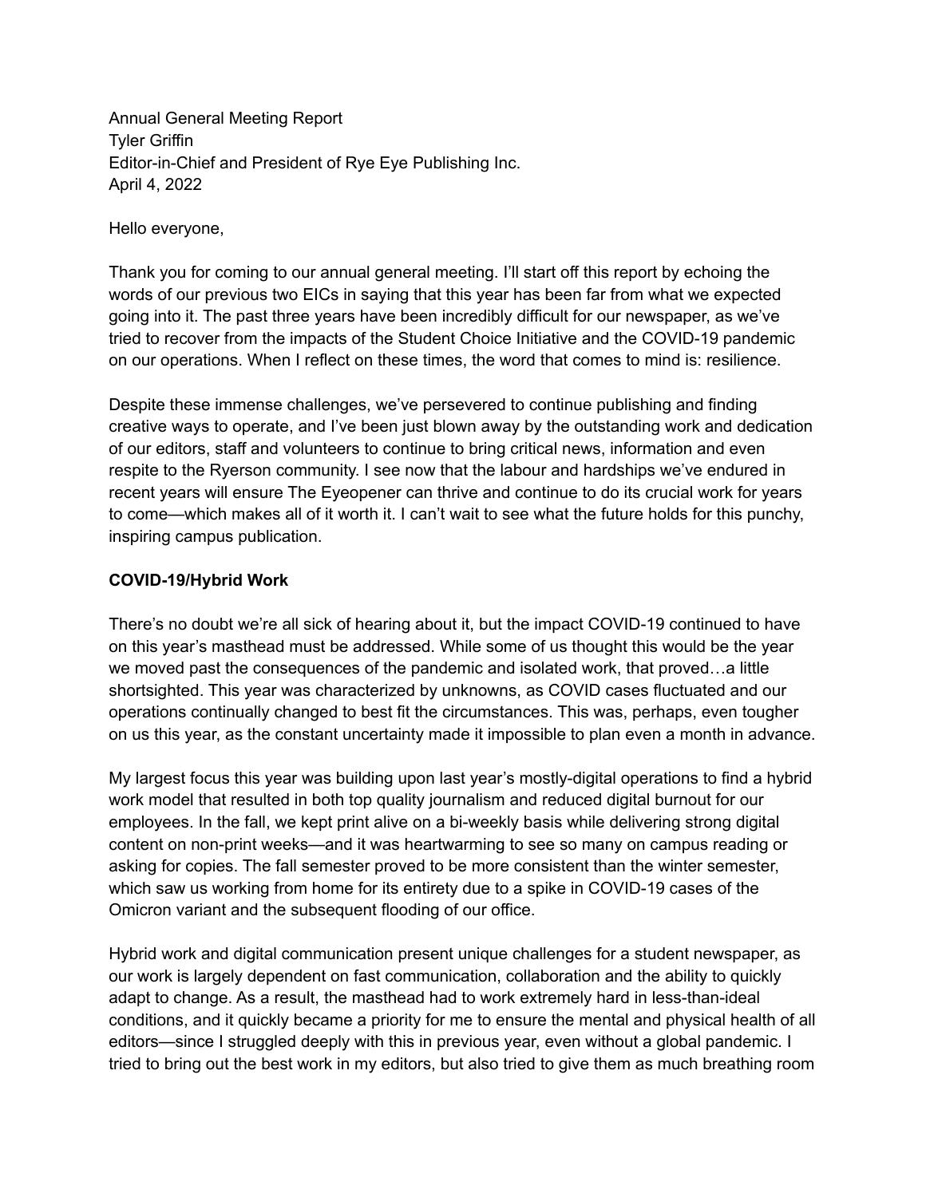Annual General Meeting Report
Tyler Griffin
Editor-in-Chief and President of Rye Eye Publishing Inc.
April 4, 2022

Hello everyone,

Thank you for coming to our annual general meeting. I'll start off this report by echoing the words of our previous two EICs in saying that this year has been far from what we expected going into it. The past three years have been incredibly difficult for our newspaper, as we've tried to recover from the impacts of the Student Choice Initiative and the COVID-19 pandemic on our operations. When I reflect on these times, the word that comes to mind is: resilience.

Despite these immense challenges, we've persevered to continue publishing and finding creative ways to operate, and I've been just blown away by the outstanding work and dedication of our editors, staff and volunteers to continue to bring critical news, information and even respite to the Ryerson community. I see now that the labour and hardships we've endured in recent years will ensure The Eyeopener can thrive and continue to do its crucial work for years to come—which makes all of it worth it. I can't wait to see what the future holds for this punchy, inspiring campus publication.

**COVID-19/Hybrid Work**

There's no doubt we're all sick of hearing about it, but the impact COVID-19 continued to have on this year's masthead must be addressed. While some of us thought this would be the year we moved past the consequences of the pandemic and isolated work, that proved…a little shortsighted. This year was characterized by unknowns, as COVID cases fluctuated and our operations continually changed to best fit the circumstances. This was, perhaps, even tougher on us this year, as the constant uncertainty made it impossible to plan even a month in advance.

My largest focus this year was building upon last year's mostly-digital operations to find a hybrid work model that resulted in both top quality journalism and reduced digital burnout for our employees. In the fall, we kept print alive on a bi-weekly basis while delivering strong digital content on non-print weeks—and it was heartwarming to see so many on campus reading or asking for copies. The fall semester proved to be more consistent than the winter semester, which saw us working from home for its entirety due to a spike in COVID-19 cases of the Omicron variant and the subsequent flooding of our office.

Hybrid work and digital communication present unique challenges for a student newspaper, as our work is largely dependent on fast communication, collaboration and the ability to quickly adapt to change. As a result, the masthead had to work extremely hard in less-than-ideal conditions, and it quickly became a priority for me to ensure the mental and physical health of all editors—since I struggled deeply with this in previous year, even without a global pandemic. I tried to bring out the best work in my editors, but also tried to give them as much breathing room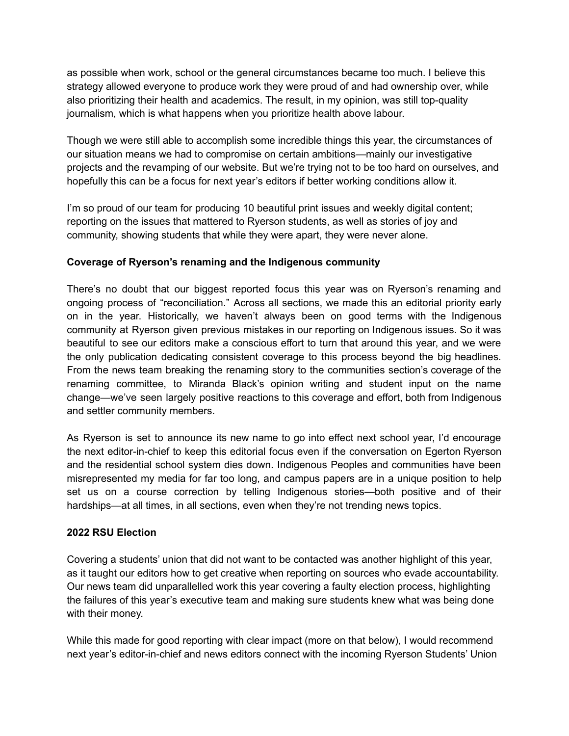as possible when work, school or the general circumstances became too much. I believe this strategy allowed everyone to produce work they were proud of and had ownership over, while also prioritizing their health and academics. The result, in my opinion, was still top-quality journalism, which is what happens when you prioritize health above labour.

Though we were still able to accomplish some incredible things this year, the circumstances of our situation means we had to compromise on certain ambitions—mainly our investigative projects and the revamping of our website. But we're trying not to be too hard on ourselves, and hopefully this can be a focus for next year's editors if better working conditions allow it.

I'm so proud of our team for producing 10 beautiful print issues and weekly digital content; reporting on the issues that mattered to Ryerson students, as well as stories of joy and community, showing students that while they were apart, they were never alone.

**Coverage of Ryerson's renaming and the Indigenous community**

There's no doubt that our biggest reported focus this year was on Ryerson's renaming and ongoing process of "reconciliation." Across all sections, we made this an editorial priority early on in the year. Historically, we haven't always been on good terms with the Indigenous community at Ryerson given previous mistakes in our reporting on Indigenous issues. So it was beautiful to see our editors make a conscious effort to turn that around this year, and we were the only publication dedicating consistent coverage to this process beyond the big headlines. From the news team breaking the renaming story to the communities section's coverage of the renaming committee, to Miranda Black's opinion writing and student input on the name change—we've seen largely positive reactions to this coverage and effort, both from Indigenous and settler community members.

As Ryerson is set to announce its new name to go into effect next school year, I'd encourage the next editor-in-chief to keep this editorial focus even if the conversation on Egerton Ryerson and the residential school system dies down. Indigenous Peoples and communities have been misrepresented my media for far too long, and campus papers are in a unique position to help set us on a course correction by telling Indigenous stories—both positive and of their hardships—at all times, in all sections, even when they're not trending news topics.

**2022 RSU Election**

Covering a students' union that did not want to be contacted was another highlight of this year, as it taught our editors how to get creative when reporting on sources who evade accountability. Our news team did unparallelled work this year covering a faulty election process, highlighting the failures of this year's executive team and making sure students knew what was being done with their money.

While this made for good reporting with clear impact (more on that below), I would recommend next year's editor-in-chief and news editors connect with the incoming Ryerson Students' Union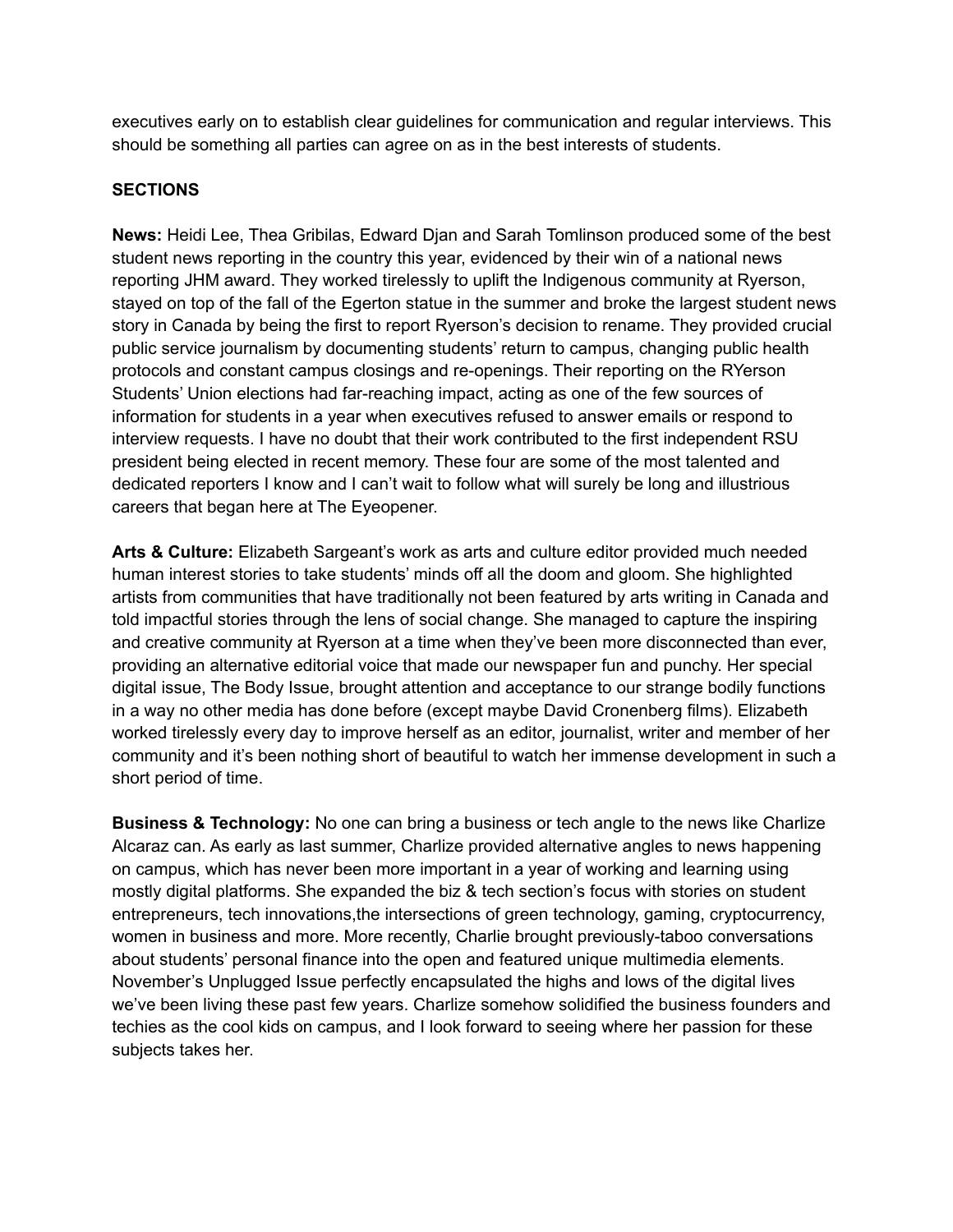executives early on to establish clear guidelines for communication and regular interviews. This should be something all parties can agree on as in the best interests of students.

**SECTIONS**

**News:** Heidi Lee, Thea Gribilas, Edward Djan and Sarah Tomlinson produced some of the best student news reporting in the country this year, evidenced by their win of a national news reporting JHM award. They worked tirelessly to uplift the Indigenous community at Ryerson, stayed on top of the fall of the Egerton statue in the summer and broke the largest student news story in Canada by being the first to report Ryerson's decision to rename. They provided crucial public service journalism by documenting students' return to campus, changing public health protocols and constant campus closings and re-openings. Their reporting on the RYerson Students' Union elections had far-reaching impact, acting as one of the few sources of information for students in a year when executives refused to answer emails or respond to interview requests. I have no doubt that their work contributed to the first independent RSU president being elected in recent memory. These four are some of the most talented and dedicated reporters I know and I can't wait to follow what will surely be long and illustrious careers that began here at The Eyeopener.

**Arts & Culture:** Elizabeth Sargeant's work as arts and culture editor provided much needed human interest stories to take students' minds off all the doom and gloom. She highlighted artists from communities that have traditionally not been featured by arts writing in Canada and told impactful stories through the lens of social change. She managed to capture the inspiring and creative community at Ryerson at a time when they've been more disconnected than ever, providing an alternative editorial voice that made our newspaper fun and punchy. Her special digital issue, The Body Issue, brought attention and acceptance to our strange bodily functions in a way no other media has done before (except maybe David Cronenberg films). Elizabeth worked tirelessly every day to improve herself as an editor, journalist, writer and member of her community and it's been nothing short of beautiful to watch her immense development in such a short period of time.

**Business & Technology:** No one can bring a business or tech angle to the news like Charlize Alcaraz can. As early as last summer, Charlize provided alternative angles to news happening on campus, which has never been more important in a year of working and learning using mostly digital platforms. She expanded the biz & tech section's focus with stories on student entrepreneurs, tech innovations,the intersections of green technology, gaming, cryptocurrency, women in business and more. More recently, Charlie brought previously-taboo conversations about students' personal finance into the open and featured unique multimedia elements. November's Unplugged Issue perfectly encapsulated the highs and lows of the digital lives we've been living these past few years. Charlize somehow solidified the business founders and techies as the cool kids on campus, and I look forward to seeing where her passion for these subjects takes her.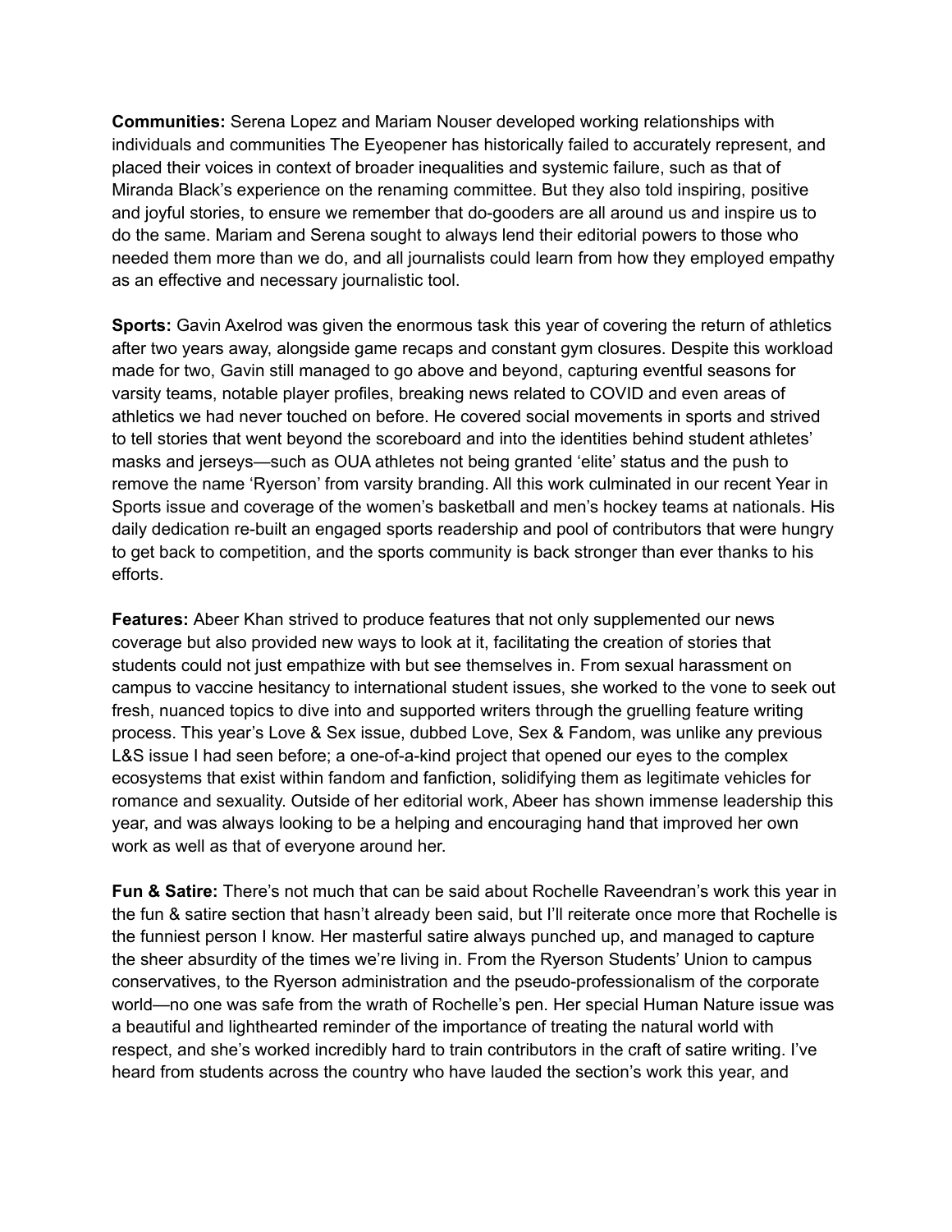**Communities:** Serena Lopez and Mariam Nouser developed working relationships with individuals and communities The Eyeopener has historically failed to accurately represent, and placed their voices in context of broader inequalities and systemic failure, such as that of Miranda Black's experience on the renaming committee. But they also told inspiring, positive and joyful stories, to ensure we remember that do-gooders are all around us and inspire us to do the same. Mariam and Serena sought to always lend their editorial powers to those who needed them more than we do, and all journalists could learn from how they employed empathy as an effective and necessary journalistic tool.

**Sports:** Gavin Axelrod was given the enormous task this year of covering the return of athletics after two years away, alongside game recaps and constant gym closures. Despite this workload made for two, Gavin still managed to go above and beyond, capturing eventful seasons for varsity teams, notable player profiles, breaking news related to COVID and even areas of athletics we had never touched on before. He covered social movements in sports and strived to tell stories that went beyond the scoreboard and into the identities behind student athletes' masks and jerseys—such as OUA athletes not being granted 'elite' status and the push to remove the name 'Ryerson' from varsity branding. All this work culminated in our recent Year in Sports issue and coverage of the women's basketball and men's hockey teams at nationals. His daily dedication re-built an engaged sports readership and pool of contributors that were hungry to get back to competition, and the sports community is back stronger than ever thanks to his efforts.

**Features:** Abeer Khan strived to produce features that not only supplemented our news coverage but also provided new ways to look at it, facilitating the creation of stories that students could not just empathize with but see themselves in. From sexual harassment on campus to vaccine hesitancy to international student issues, she worked to the vone to seek out fresh, nuanced topics to dive into and supported writers through the gruelling feature writing process. This year's Love & Sex issue, dubbed Love, Sex & Fandom, was unlike any previous L&S issue I had seen before; a one-of-a-kind project that opened our eyes to the complex ecosystems that exist within fandom and fanfiction, solidifying them as legitimate vehicles for romance and sexuality. Outside of her editorial work, Abeer has shown immense leadership this year, and was always looking to be a helping and encouraging hand that improved her own work as well as that of everyone around her.

**Fun & Satire:** There's not much that can be said about Rochelle Raveendran's work this year in the fun & satire section that hasn't already been said, but I'll reiterate once more that Rochelle is the funniest person I know. Her masterful satire always punched up, and managed to capture the sheer absurdity of the times we're living in. From the Ryerson Students' Union to campus conservatives, to the Ryerson administration and the pseudo-professionalism of the corporate world—no one was safe from the wrath of Rochelle's pen. Her special Human Nature issue was a beautiful and lighthearted reminder of the importance of treating the natural world with respect, and she's worked incredibly hard to train contributors in the craft of satire writing. I've heard from students across the country who have lauded the section's work this year, and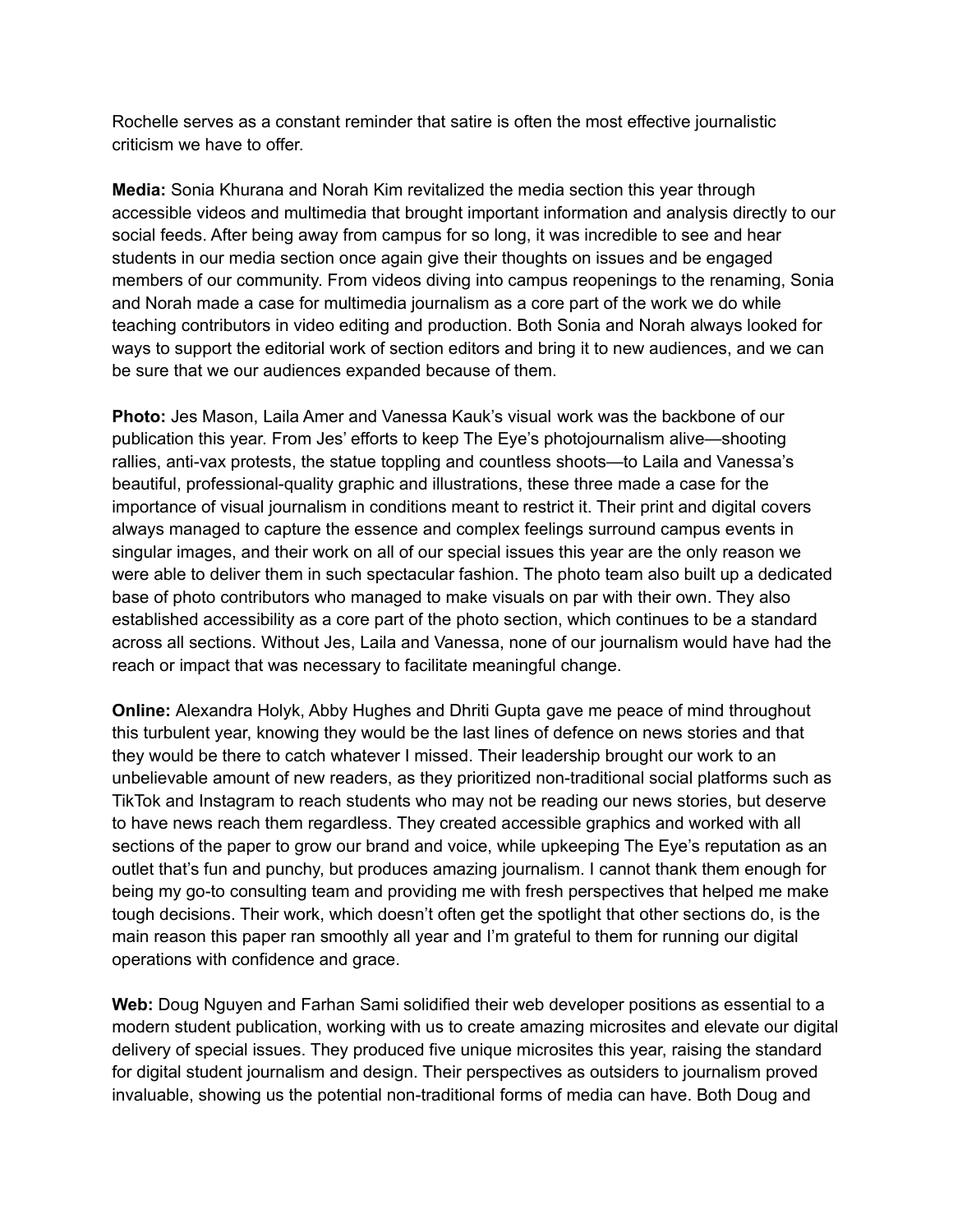Rochelle serves as a constant reminder that satire is often the most effective journalistic criticism we have to offer.

**Media:** Sonia Khurana and Norah Kim revitalized the media section this year through accessible videos and multimedia that brought important information and analysis directly to our social feeds. After being away from campus for so long, it was incredible to see and hear students in our media section once again give their thoughts on issues and be engaged members of our community. From videos diving into campus reopenings to the renaming, Sonia and Norah made a case for multimedia journalism as a core part of the work we do while teaching contributors in video editing and production. Both Sonia and Norah always looked for ways to support the editorial work of section editors and bring it to new audiences, and we can be sure that we our audiences expanded because of them.

**Photo:** Jes Mason, Laila Amer and Vanessa Kauk's visual work was the backbone of our publication this year. From Jes' efforts to keep The Eye's photojournalism alive—shooting rallies, anti-vax protests, the statue toppling and countless shoots—to Laila and Vanessa's beautiful, professional-quality graphic and illustrations, these three made a case for the importance of visual journalism in conditions meant to restrict it. Their print and digital covers always managed to capture the essence and complex feelings surround campus events in singular images, and their work on all of our special issues this year are the only reason we were able to deliver them in such spectacular fashion. The photo team also built up a dedicated base of photo contributors who managed to make visuals on par with their own. They also established accessibility as a core part of the photo section, which continues to be a standard across all sections. Without Jes, Laila and Vanessa, none of our journalism would have had the reach or impact that was necessary to facilitate meaningful change.

**Online:** Alexandra Holyk, Abby Hughes and Dhriti Gupta gave me peace of mind throughout this turbulent year, knowing they would be the last lines of defence on news stories and that they would be there to catch whatever I missed. Their leadership brought our work to an unbelievable amount of new readers, as they prioritized non-traditional social platforms such as TikTok and Instagram to reach students who may not be reading our news stories, but deserve to have news reach them regardless. They created accessible graphics and worked with all sections of the paper to grow our brand and voice, while upkeeping The Eye's reputation as an outlet that's fun and punchy, but produces amazing journalism. I cannot thank them enough for being my go-to consulting team and providing me with fresh perspectives that helped me make tough decisions. Their work, which doesn't often get the spotlight that other sections do, is the main reason this paper ran smoothly all year and I'm grateful to them for running our digital operations with confidence and grace.

**Web:** Doug Nguyen and Farhan Sami solidified their web developer positions as essential to a modern student publication, working with us to create amazing microsites and elevate our digital delivery of special issues. They produced five unique microsites this year, raising the standard for digital student journalism and design. Their perspectives as outsiders to journalism proved invaluable, showing us the potential non-traditional forms of media can have. Both Doug and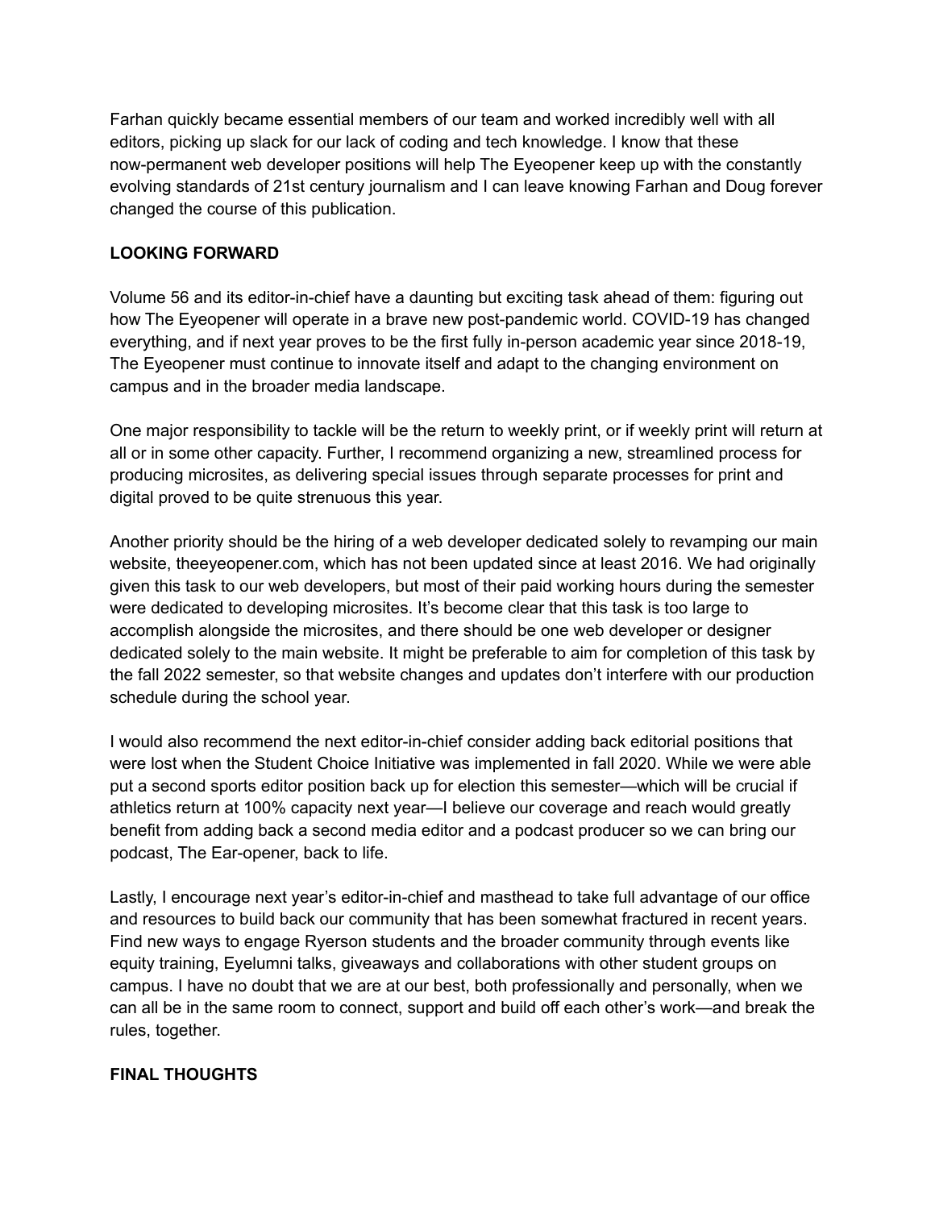Farhan quickly became essential members of our team and worked incredibly well with all editors, picking up slack for our lack of coding and tech knowledge. I know that these now-permanent web developer positions will help The Eyeopener keep up with the constantly evolving standards of 21st century journalism and I can leave knowing Farhan and Doug forever changed the course of this publication.

## LOOKING FORWARD

Volume 56 and its editor-in-chief have a daunting but exciting task ahead of them: figuring out how The Eyeopener will operate in a brave new post-pandemic world. COVID-19 has changed everything, and if next year proves to be the first fully in-person academic year since 2018-19, The Eyeopener must continue to innovate itself and adapt to the changing environment on campus and in the broader media landscape.

One major responsibility to tackle will be the return to weekly print, or if weekly print will return at all or in some other capacity. Further, I recommend organizing a new, streamlined process for producing microsites, as delivering special issues through separate processes for print and digital proved to be quite strenuous this year.

Another priority should be the hiring of a web developer dedicated solely to revamping our main website, theeyeopener.com, which has not been updated since at least 2016. We had originally given this task to our web developers, but most of their paid working hours during the semester were dedicated to developing microsites. It's become clear that this task is too large to accomplish alongside the microsites, and there should be one web developer or designer dedicated solely to the main website. It might be preferable to aim for completion of this task by the fall 2022 semester, so that website changes and updates don't interfere with our production schedule during the school year.

I would also recommend the next editor-in-chief consider adding back editorial positions that were lost when the Student Choice Initiative was implemented in fall 2020. While we were able put a second sports editor position back up for election this semester—which will be crucial if athletics return at 100% capacity next year—I believe our coverage and reach would greatly benefit from adding back a second media editor and a podcast producer so we can bring our podcast, The Ear-opener, back to life.

Lastly, I encourage next year's editor-in-chief and masthead to take full advantage of our office and resources to build back our community that has been somewhat fractured in recent years. Find new ways to engage Ryerson students and the broader community through events like equity training, Eyelumni talks, giveaways and collaborations with other student groups on campus. I have no doubt that we are at our best, both professionally and personally, when we can all be in the same room to connect, support and build off each other's work—and break the rules, together.

## FINAL THOUGHTS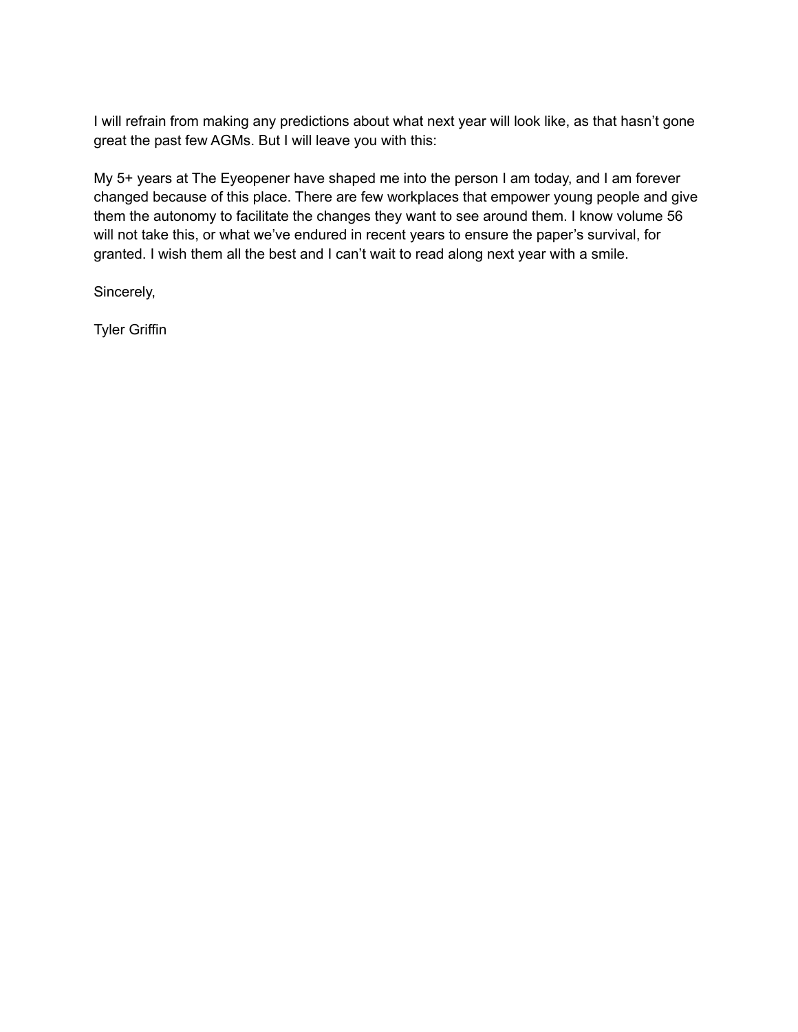I will refrain from making any predictions about what next year will look like, as that hasn't gone great the past few AGMs. But I will leave you with this:

My 5+ years at The Eyeopener have shaped me into the person I am today, and I am forever changed because of this place. There are few workplaces that empower young people and give them the autonomy to facilitate the changes they want to see around them. I know volume 56 will not take this, or what we've endured in recent years to ensure the paper's survival, for granted. I wish them all the best and I can't wait to read along next year with a smile.

Sincerely,

Tyler Griffin